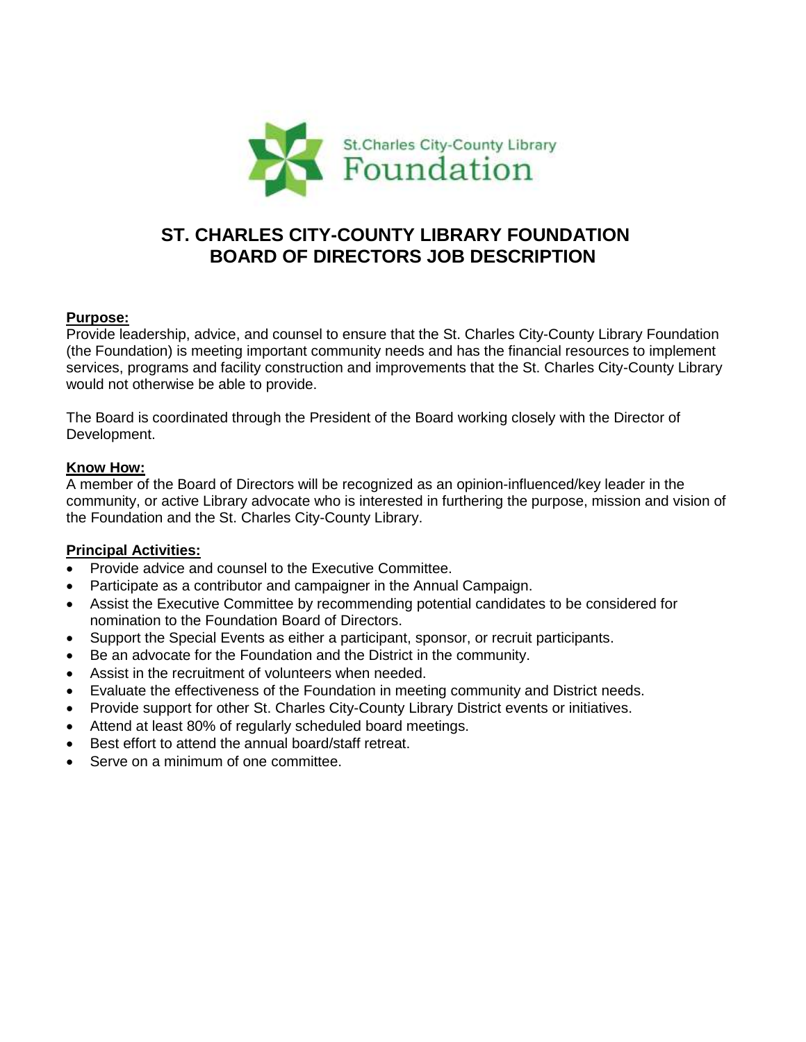St.Charles City-County Library Foundation

# ST. CHARLES CITY-COUNTY LIBRARY FOUNDATION BOARD OF DIRECTORS JOB DESCRIPTION

**Purpose:**

Provide leadership, advice, and counsel to ensure that the St. Charles City-County Library Foundation (the Foundation) is meeting important community needs and has the financial resources to implement services, programs and facility construction and improvements that the St. Charles City-County Library would not otherwise be able to provide.

The Board is coordinated through the President of the Board working closely with the Director of Development.

**Know How:**

A member of the Board of Directors will be recognized as an opinion-influenced/key leader in the community, or active Library advocate who is interested in furthering the purpose, mission and vision of the Foundation and the St. Charles City-County Library.

**Principal Activities:**

- Provide advice and counsel to the Executive Committee.
- Participate as a contributor and campaigner in the Annual Campaign.
- Assist the Executive Committee by recommending potential candidates to be considered for nomination to the Foundation Board of Directors.
- Support the Special Events as either a participant, sponsor, or recruit participants.
- Be an advocate for the Foundation and the District in the community.
- Assist in the recruitment of volunteers when needed.
- Evaluate the effectiveness of the Foundation in meeting community and District needs.
- Provide support for other St. Charles City-County Library District events or initiatives.
- Attend at least 80% of regularly scheduled board meetings.
- Best effort to attend the annual board/staff retreat.
- Serve on a minimum of one committee.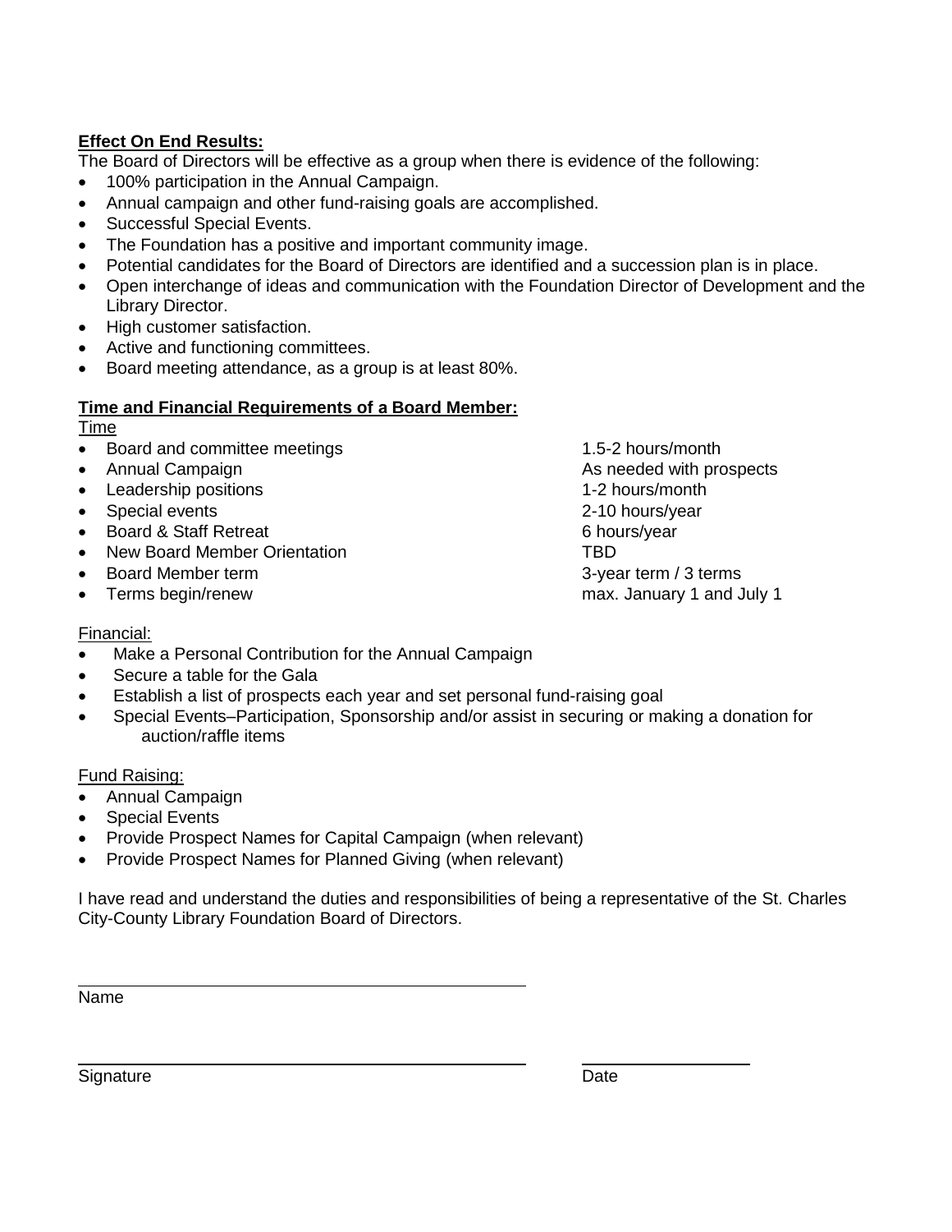**Effect On End Results:**

The Board of Directors will be effective as a group when there is evidence of the following:

- 100% participation in the Annual Campaign.
- Annual campaign and other fund-raising goals are accomplished.
- Successful Special Events.
- The Foundation has a positive and important community image.
- Potential candidates for the Board of Directors are identified and a succession plan is in place.
- Open interchange of ideas and communication with the Foundation Director of Development and the Library Director.
- High customer satisfaction.
- Active and functioning committees.
- Board meeting attendance, as a group is at least 80%.

**Time and Financial Requirements of a Board Member:**

Time

| | |
|---|---|
| • Board and committee meetings | 1.5-2 hours/month |
| • Annual Campaign | As needed with prospects |
| • Leadership positions | 1-2 hours/month |
| • Special events | 2-10 hours/year |
| • Board & Staff Retreat | 6 hours/year |
| • New Board Member Orientation | TBD |
| • Board Member term | 3-year term / 3 terms |
| • Terms begin/renew | max. January 1 and July 1 |

Financial:

- Make a Personal Contribution for the Annual Campaign
- Secure a table for the Gala
- Establish a list of prospects each year and set personal fund-raising goal
- Special Events–Participation, Sponsorship and/or assist in securing or making a donation for auction/raffle items

Fund Raising:

- Annual Campaign
- Special Events
- Provide Prospect Names for Capital Campaign (when relevant)
- Provide Prospect Names for Planned Giving (when relevant)

I have read and understand the duties and responsibilities of being a representative of the St. Charles City-County Library Foundation Board of Directors.

_______________________________________________
Name

_______________________________________________ ____________________
Signature Date